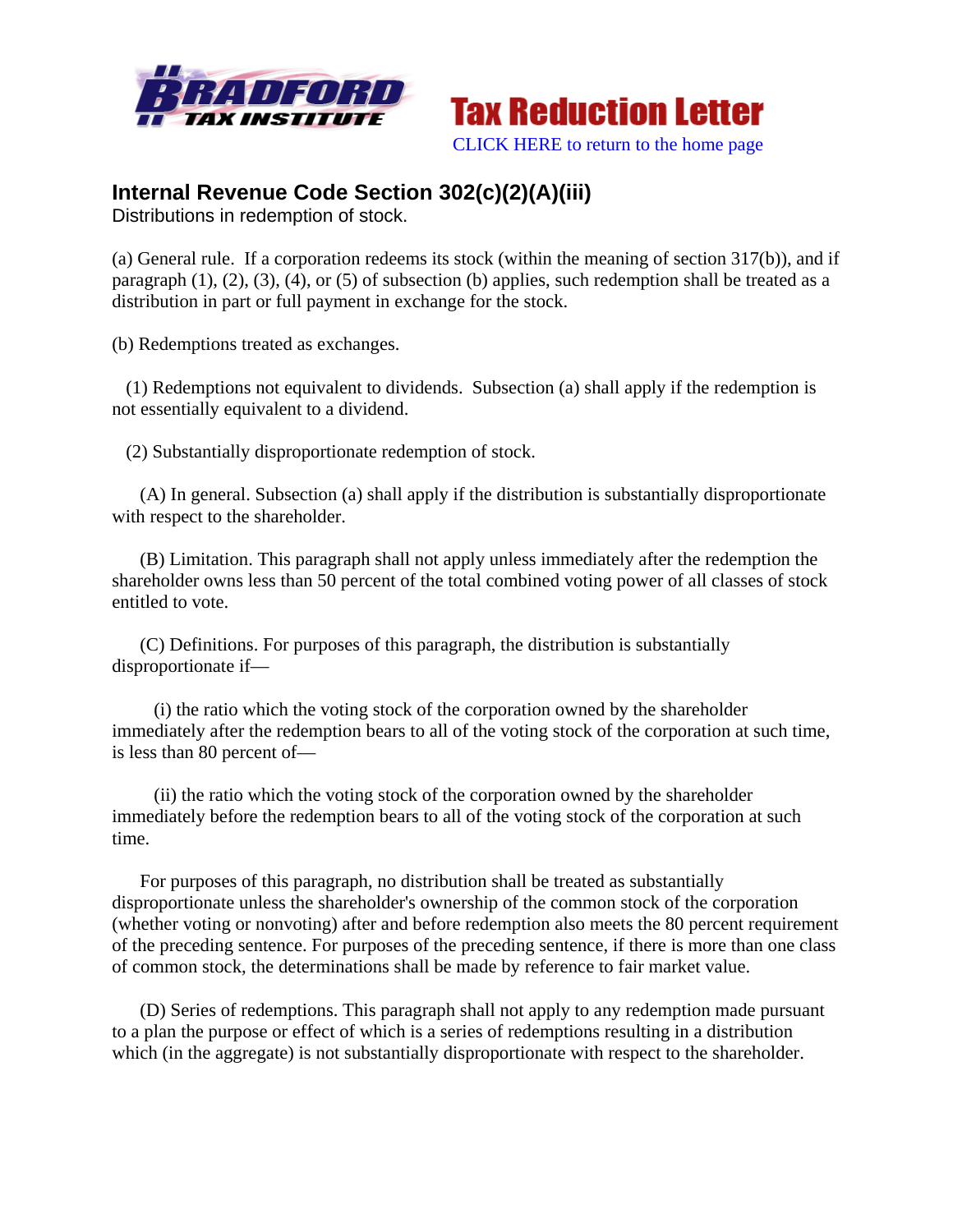Bradford Tax Institute

# Tax Reduction Letter

CLICK HERE to return to the home page

## Internal Revenue Code Section 302(c)(2)(A)(iii)

Distributions in redemption of stock.

(a) General rule. If a corporation redeems its stock (within the meaning of section 317(b)), and if paragraph (1), (2), (3), (4), or (5) of subsection (b) applies, such redemption shall be treated as a distribution in part or full payment in exchange for the stock.

(b) Redemptions treated as exchanges.

(1) Redemptions not equivalent to dividends. Subsection (a) shall apply if the redemption is not essentially equivalent to a dividend.

(2) Substantially disproportionate redemption of stock.

(A) In general. Subsection (a) shall apply if the distribution is substantially disproportionate with respect to the shareholder.

(B) Limitation. This paragraph shall not apply unless immediately after the redemption the shareholder owns less than 50 percent of the total combined voting power of all classes of stock entitled to vote.

(C) Definitions. For purposes of this paragraph, the distribution is substantially disproportionate if—

(i) the ratio which the voting stock of the corporation owned by the shareholder immediately after the redemption bears to all of the voting stock of the corporation at such time, is less than 80 percent of—

(ii) the ratio which the voting stock of the corporation owned by the shareholder immediately before the redemption bears to all of the voting stock of the corporation at such time.

For purposes of this paragraph, no distribution shall be treated as substantially disproportionate unless the shareholder's ownership of the common stock of the corporation (whether voting or nonvoting) after and before redemption also meets the 80 percent requirement of the preceding sentence. For purposes of the preceding sentence, if there is more than one class of common stock, the determinations shall be made by reference to fair market value.

(D) Series of redemptions. This paragraph shall not apply to any redemption made pursuant to a plan the purpose or effect of which is a series of redemptions resulting in a distribution which (in the aggregate) is not substantially disproportionate with respect to the shareholder.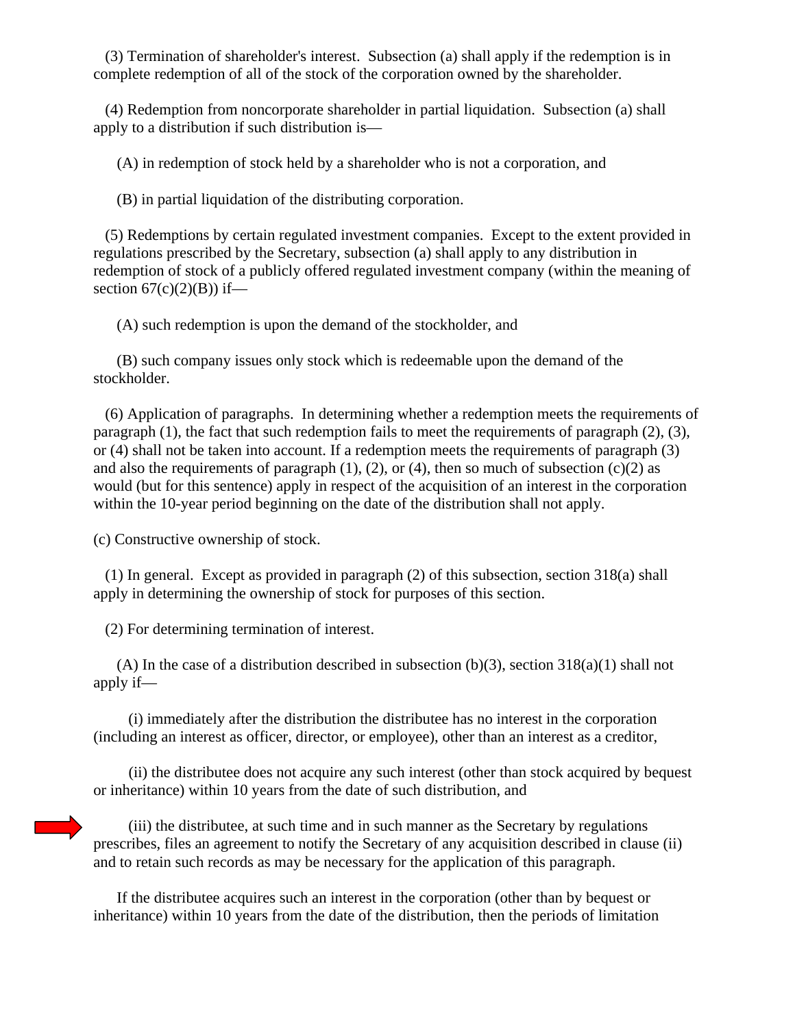(3) Termination of shareholder's interest. Subsection (a) shall apply if the redemption is in complete redemption of all of the stock of the corporation owned by the shareholder.

(4) Redemption from noncorporate shareholder in partial liquidation. Subsection (a) shall apply to a distribution if such distribution is—

(A) in redemption of stock held by a shareholder who is not a corporation, and

(B) in partial liquidation of the distributing corporation.

(5) Redemptions by certain regulated investment companies. Except to the extent provided in regulations prescribed by the Secretary, subsection (a) shall apply to any distribution in redemption of stock of a publicly offered regulated investment company (within the meaning of section 67(c)(2)(B)) if—

(A) such redemption is upon the demand of the stockholder, and

(B) such company issues only stock which is redeemable upon the demand of the stockholder.

(6) Application of paragraphs. In determining whether a redemption meets the requirements of paragraph (1), the fact that such redemption fails to meet the requirements of paragraph (2), (3), or (4) shall not be taken into account. If a redemption meets the requirements of paragraph (3) and also the requirements of paragraph (1), (2), or (4), then so much of subsection (c)(2) as would (but for this sentence) apply in respect of the acquisition of an interest in the corporation within the 10-year period beginning on the date of the distribution shall not apply.

(c) Constructive ownership of stock.

(1) In general. Except as provided in paragraph (2) of this subsection, section 318(a) shall apply in determining the ownership of stock for purposes of this section.

(2) For determining termination of interest.

(A) In the case of a distribution described in subsection (b)(3), section 318(a)(1) shall not apply if—

(i) immediately after the distribution the distributee has no interest in the corporation (including an interest as officer, director, or employee), other than an interest as a creditor,

(ii) the distributee does not acquire any such interest (other than stock acquired by bequest or inheritance) within 10 years from the date of such distribution, and

(iii) the distributee, at such time and in such manner as the Secretary by regulations prescribes, files an agreement to notify the Secretary of any acquisition described in clause (ii) and to retain such records as may be necessary for the application of this paragraph.

If the distributee acquires such an interest in the corporation (other than by bequest or inheritance) within 10 years from the date of the distribution, then the periods of limitation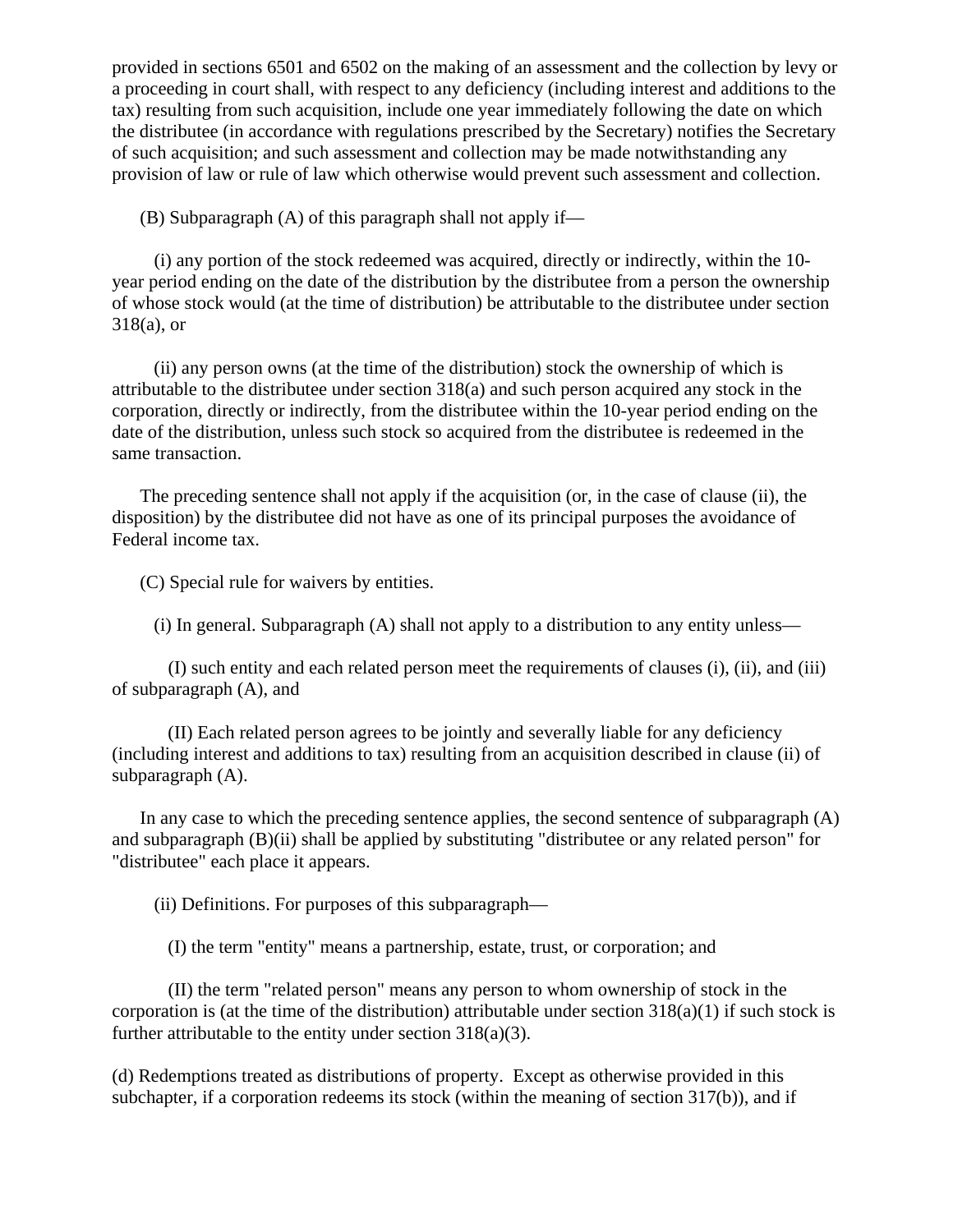provided in sections 6501 and 6502 on the making of an assessment and the collection by levy or a proceeding in court shall, with respect to any deficiency (including interest and additions to the tax) resulting from such acquisition, include one year immediately following the date on which the distributee (in accordance with regulations prescribed by the Secretary) notifies the Secretary of such acquisition; and such assessment and collection may be made notwithstanding any provision of law or rule of law which otherwise would prevent such assessment and collection.

(B) Subparagraph (A) of this paragraph shall not apply if—

(i) any portion of the stock redeemed was acquired, directly or indirectly, within the 10-year period ending on the date of the distribution by the distributee from a person the ownership of whose stock would (at the time of distribution) be attributable to the distributee under section 318(a), or

(ii) any person owns (at the time of the distribution) stock the ownership of which is attributable to the distributee under section 318(a) and such person acquired any stock in the corporation, directly or indirectly, from the distributee within the 10-year period ending on the date of the distribution, unless such stock so acquired from the distributee is redeemed in the same transaction.

The preceding sentence shall not apply if the acquisition (or, in the case of clause (ii), the disposition) by the distributee did not have as one of its principal purposes the avoidance of Federal income tax.

(C) Special rule for waivers by entities.

(i) In general. Subparagraph (A) shall not apply to a distribution to any entity unless—

(I) such entity and each related person meet the requirements of clauses (i), (ii), and (iii) of subparagraph (A), and

(II) Each related person agrees to be jointly and severally liable for any deficiency (including interest and additions to tax) resulting from an acquisition described in clause (ii) of subparagraph (A).

In any case to which the preceding sentence applies, the second sentence of subparagraph (A) and subparagraph (B)(ii) shall be applied by substituting "distributee or any related person" for "distributee" each place it appears.

(ii) Definitions. For purposes of this subparagraph—

(I) the term "entity" means a partnership, estate, trust, or corporation; and

(II) the term "related person" means any person to whom ownership of stock in the corporation is (at the time of the distribution) attributable under section 318(a)(1) if such stock is further attributable to the entity under section 318(a)(3).

(d) Redemptions treated as distributions of property. Except as otherwise provided in this subchapter, if a corporation redeems its stock (within the meaning of section 317(b)), and if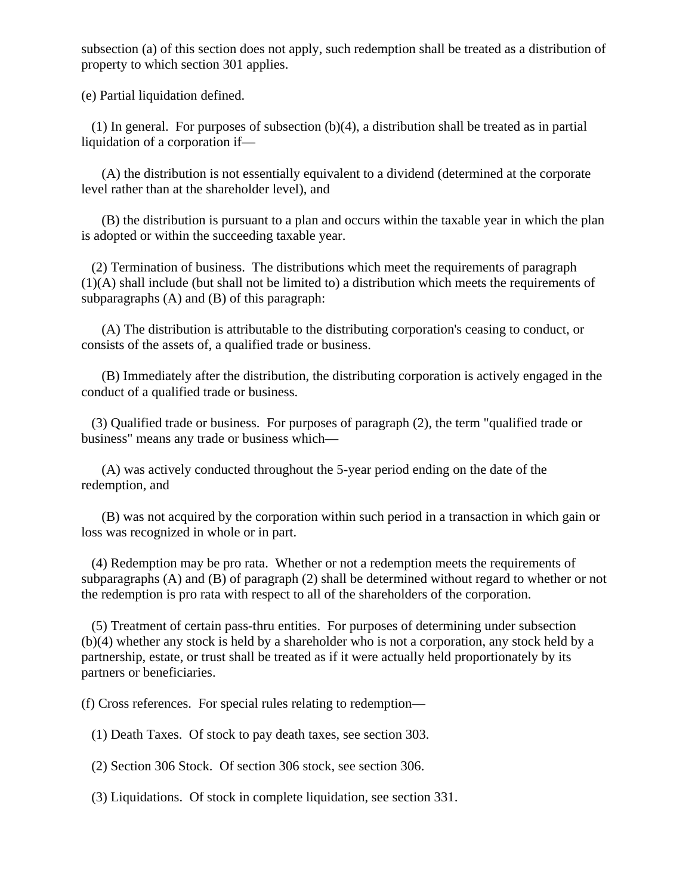subsection (a) of this section does not apply, such redemption shall be treated as a distribution of property to which section 301 applies.

(e) Partial liquidation defined.

(1) In general. For purposes of subsection (b)(4), a distribution shall be treated as in partial liquidation of a corporation if—

(A) the distribution is not essentially equivalent to a dividend (determined at the corporate level rather than at the shareholder level), and

(B) the distribution is pursuant to a plan and occurs within the taxable year in which the plan is adopted or within the succeeding taxable year.

(2) Termination of business. The distributions which meet the requirements of paragraph (1)(A) shall include (but shall not be limited to) a distribution which meets the requirements of subparagraphs (A) and (B) of this paragraph:

(A) The distribution is attributable to the distributing corporation's ceasing to conduct, or consists of the assets of, a qualified trade or business.

(B) Immediately after the distribution, the distributing corporation is actively engaged in the conduct of a qualified trade or business.

(3) Qualified trade or business. For purposes of paragraph (2), the term "qualified trade or business" means any trade or business which—

(A) was actively conducted throughout the 5-year period ending on the date of the redemption, and

(B) was not acquired by the corporation within such period in a transaction in which gain or loss was recognized in whole or in part.

(4) Redemption may be pro rata. Whether or not a redemption meets the requirements of subparagraphs (A) and (B) of paragraph (2) shall be determined without regard to whether or not the redemption is pro rata with respect to all of the shareholders of the corporation.

(5) Treatment of certain pass-thru entities. For purposes of determining under subsection (b)(4) whether any stock is held by a shareholder who is not a corporation, any stock held by a partnership, estate, or trust shall be treated as if it were actually held proportionately by its partners or beneficiaries.

(f) Cross references. For special rules relating to redemption—

(1) Death Taxes. Of stock to pay death taxes, see section 303.

(2) Section 306 Stock. Of section 306 stock, see section 306.

(3) Liquidations. Of stock in complete liquidation, see section 331.